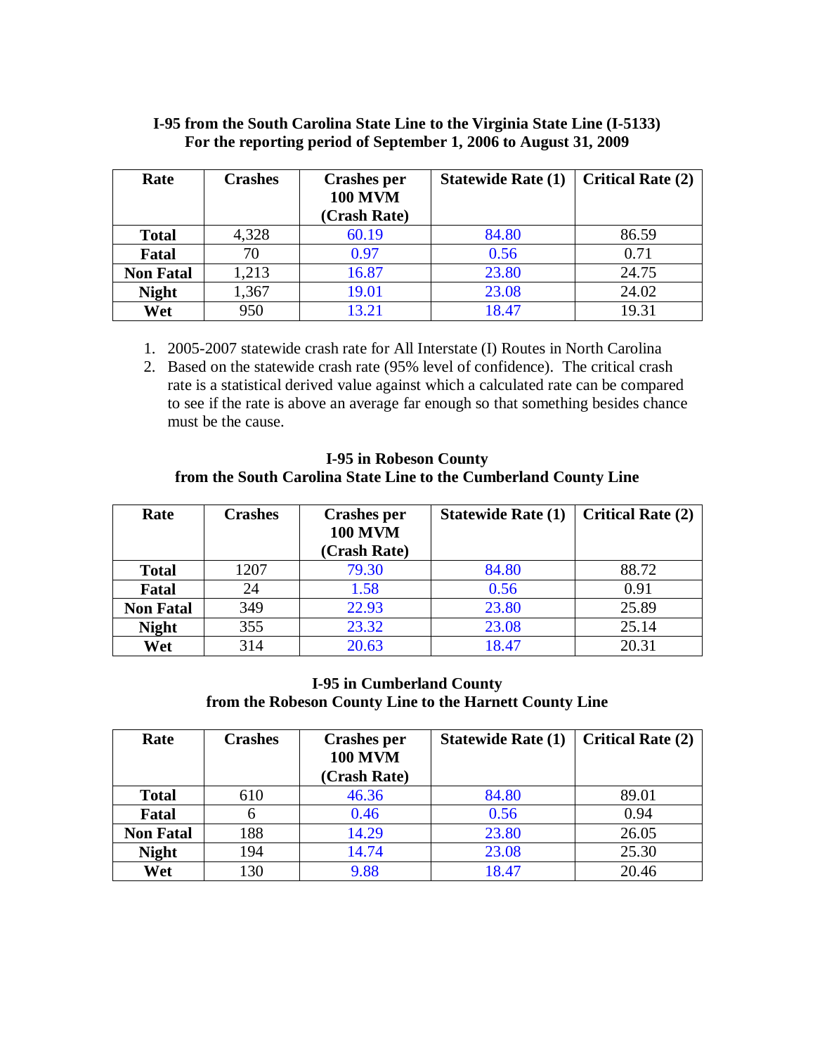**I-95 from the South Carolina State Line to the Virginia State Line (I-5133)**
**For the reporting period of September 1, 2006 to August 31, 2009**

| Rate | Crashes | Crashes per 100 MVM (Crash Rate) | Statewide Rate (1) | Critical Rate (2) |
|---|---|---|---|---|
| **Total** | 4,328 | 60.19 | 84.80 | 86.59 |
| **Fatal** | 70 | 0.97 | 0.56 | 0.71 |
| **Non Fatal** | 1,213 | 16.87 | 23.80 | 24.75 |
| **Night** | 1,367 | 19.01 | 23.08 | 24.02 |
| **Wet** | 950 | 13.21 | 18.47 | 19.31 |

1. 2005-2007 statewide crash rate for All Interstate (I) Routes in North Carolina
2. Based on the statewide crash rate (95% level of confidence). The critical crash rate is a statistical derived value against which a calculated rate can be compared to see if the rate is above an average far enough so that something besides chance must be the cause.

**I-95 in Robeson County**
**from the South Carolina State Line to the Cumberland County Line**

| Rate | Crashes | Crashes per 100 MVM (Crash Rate) | Statewide Rate (1) | Critical Rate (2) |
|---|---|---|---|---|
| **Total** | 1207 | 79.30 | 84.80 | 88.72 |
| **Fatal** | 24 | 1.58 | 0.56 | 0.91 |
| **Non Fatal** | 349 | 22.93 | 23.80 | 25.89 |
| **Night** | 355 | 23.32 | 23.08 | 25.14 |
| **Wet** | 314 | 20.63 | 18.47 | 20.31 |

**I-95 in Cumberland County**
**from the Robeson County Line to the Harnett County Line**

| Rate | Crashes | Crashes per 100 MVM (Crash Rate) | Statewide Rate (1) | Critical Rate (2) |
|---|---|---|---|---|
| **Total** | 610 | 46.36 | 84.80 | 89.01 |
| **Fatal** | 6 | 0.46 | 0.56 | 0.94 |
| **Non Fatal** | 188 | 14.29 | 23.80 | 26.05 |
| **Night** | 194 | 14.74 | 23.08 | 25.30 |
| **Wet** | 130 | 9.88 | 18.47 | 20.46 |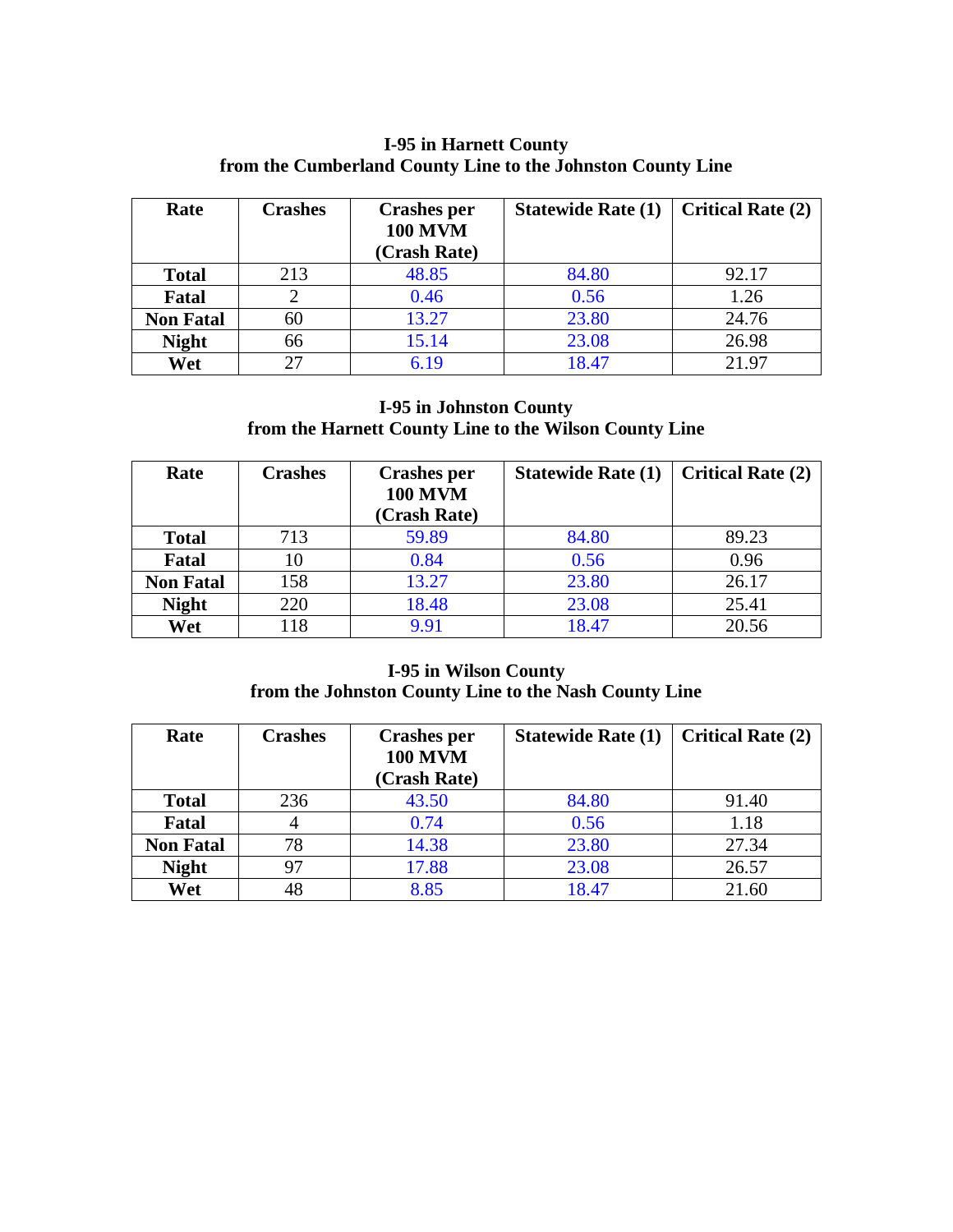**I-95 in Harnett County**
**from the Cumberland County Line to the Johnston County Line**

| Rate | Crashes | Crashes per 100 MVM (Crash Rate) | Statewide Rate (1) | Critical Rate (2) |
|---|---|---|---|---|
| **Total** | 213 | 48.85 | 84.80 | 92.17 |
| **Fatal** | 2 | 0.46 | 0.56 | 1.26 |
| **Non Fatal** | 60 | 13.27 | 23.80 | 24.76 |
| **Night** | 66 | 15.14 | 23.08 | 26.98 |
| **Wet** | 27 | 6.19 | 18.47 | 21.97 |

**I-95 in Johnston County**
**from the Harnett County Line to the Wilson County Line**

| Rate | Crashes | Crashes per 100 MVM (Crash Rate) | Statewide Rate (1) | Critical Rate (2) |
|---|---|---|---|---|
| **Total** | 713 | 59.89 | 84.80 | 89.23 |
| **Fatal** | 10 | 0.84 | 0.56 | 0.96 |
| **Non Fatal** | 158 | 13.27 | 23.80 | 26.17 |
| **Night** | 220 | 18.48 | 23.08 | 25.41 |
| **Wet** | 118 | 9.91 | 18.47 | 20.56 |

**I-95 in Wilson County**
**from the Johnston County Line to the Nash County Line**

| Rate | Crashes | Crashes per 100 MVM (Crash Rate) | Statewide Rate (1) | Critical Rate (2) |
|---|---|---|---|---|
| **Total** | 236 | 43.50 | 84.80 | 91.40 |
| **Fatal** | 4 | 0.74 | 0.56 | 1.18 |
| **Non Fatal** | 78 | 14.38 | 23.80 | 27.34 |
| **Night** | 97 | 17.88 | 23.08 | 26.57 |
| **Wet** | 48 | 8.85 | 18.47 | 21.60 |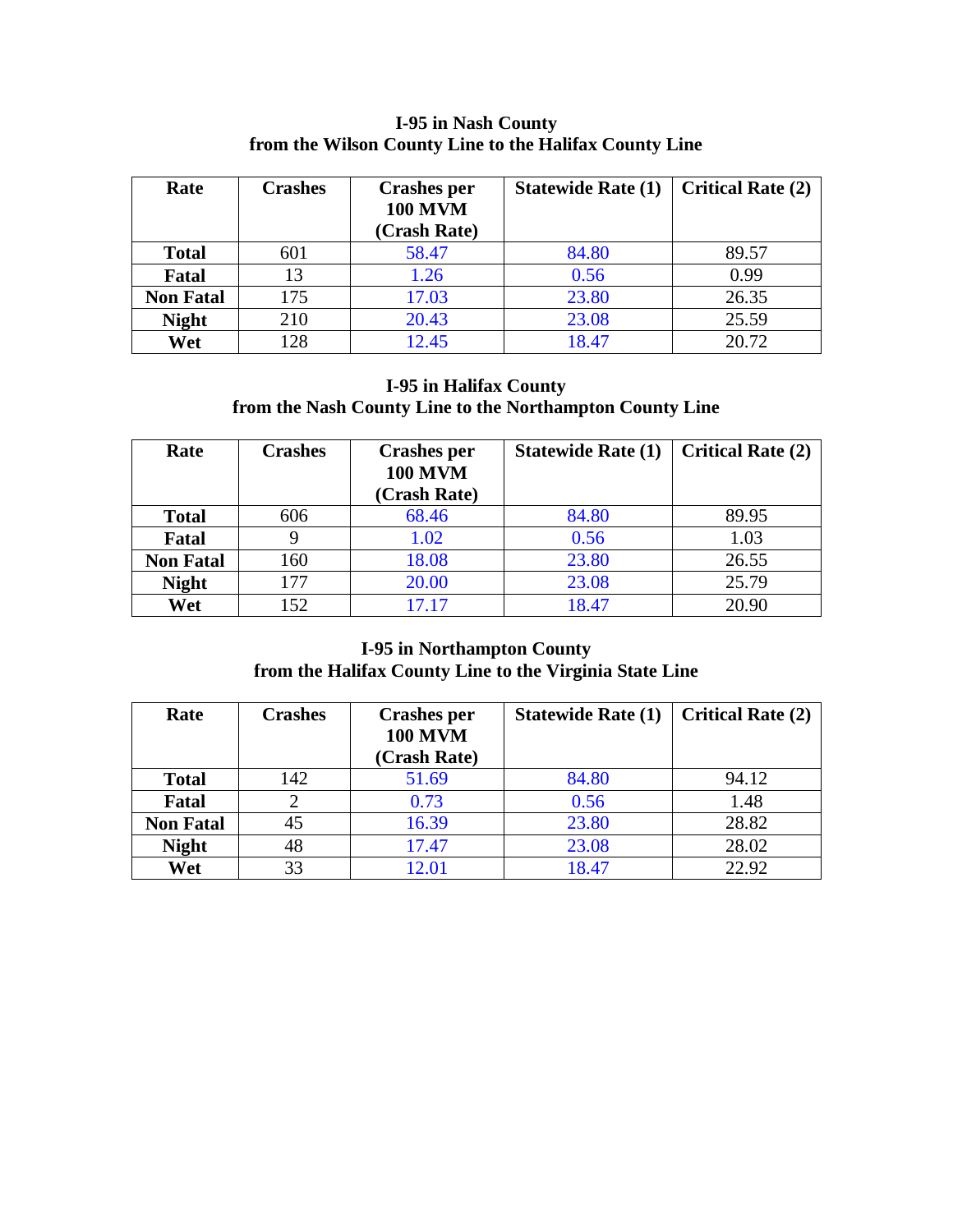**I-95 in Nash County**
**from the Wilson County Line to the Halifax County Line**

| Rate | Crashes | Crashes per 100 MVM (Crash Rate) | Statewide Rate (1) | Critical Rate (2) |
|---|---|---|---|---|
| **Total** | 601 | 58.47 | 84.80 | 89.57 |
| **Fatal** | 13 | 1.26 | 0.56 | 0.99 |
| **Non Fatal** | 175 | 17.03 | 23.80 | 26.35 |
| **Night** | 210 | 20.43 | 23.08 | 25.59 |
| **Wet** | 128 | 12.45 | 18.47 | 20.72 |

**I-95 in Halifax County**
**from the Nash County Line to the Northampton County Line**

| Rate | Crashes | Crashes per 100 MVM (Crash Rate) | Statewide Rate (1) | Critical Rate (2) |
|---|---|---|---|---|
| **Total** | 606 | 68.46 | 84.80 | 89.95 |
| **Fatal** | 9 | 1.02 | 0.56 | 1.03 |
| **Non Fatal** | 160 | 18.08 | 23.80 | 26.55 |
| **Night** | 177 | 20.00 | 23.08 | 25.79 |
| **Wet** | 152 | 17.17 | 18.47 | 20.90 |

**I-95 in Northampton County**
**from the Halifax County Line to the Virginia State Line**

| Rate | Crashes | Crashes per 100 MVM (Crash Rate) | Statewide Rate (1) | Critical Rate (2) |
|---|---|---|---|---|
| **Total** | 142 | 51.69 | 84.80 | 94.12 |
| **Fatal** | 2 | 0.73 | 0.56 | 1.48 |
| **Non Fatal** | 45 | 16.39 | 23.80 | 28.82 |
| **Night** | 48 | 17.47 | 23.08 | 28.02 |
| **Wet** | 33 | 12.01 | 18.47 | 22.92 |